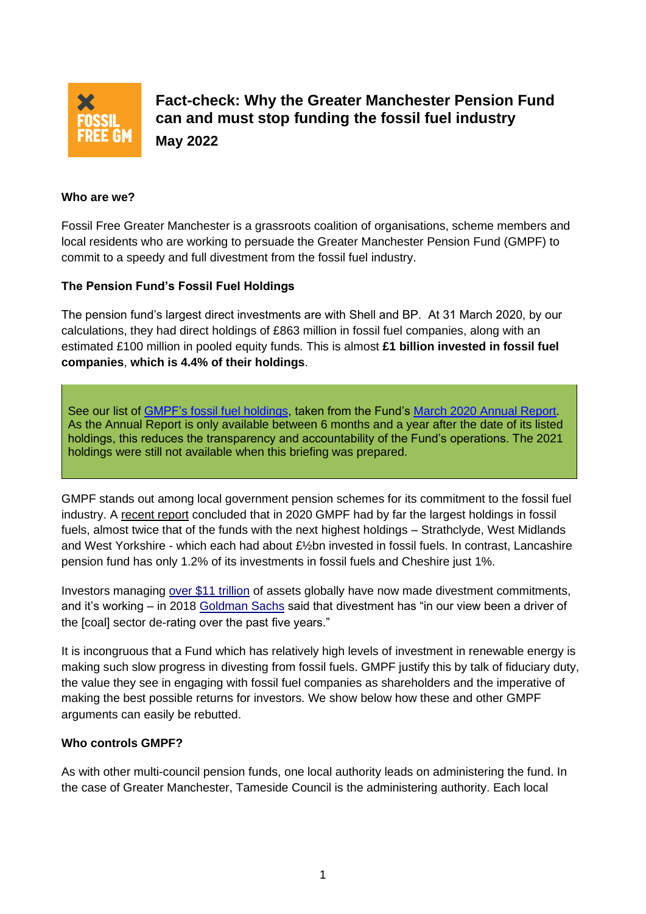# Fact-check: Why the Greater Manchester Pension Fund can and must stop funding the fossil fuel industry

**May 2022**

**Who are we?**

Fossil Free Greater Manchester is a grassroots coalition of organisations, scheme members and local residents who are working to persuade the Greater Manchester Pension Fund (GMPF) to commit to a speedy and full divestment from the fossil fuel industry.

**The Pension Fund's Fossil Fuel Holdings**

The pension fund's largest direct investments are with Shell and BP. At 31 March 2020, by our calculations, they had direct holdings of £863 million in fossil fuel companies, along with an estimated £100 million in pooled equity funds. This is almost **£1 billion invested in fossil fuel companies**, **which is 4.4% of their holdings**.

> See our list of GMPF's fossil fuel holdings, taken from the Fund's March 2020 Annual Report. As the Annual Report is only available between 6 months and a year after the date of its listed holdings, this reduces the transparency and accountability of the Fund's operations. The 2021 holdings were still not available when this briefing was prepared.

GMPF stands out among local government pension schemes for its commitment to the fossil fuel industry. A recent report concluded that in 2020 GMPF had by far the largest holdings in fossil fuels, almost twice that of the funds with the next highest holdings – Strathclyde, West Midlands and West Yorkshire - which each had about £½bn invested in fossil fuels. In contrast, Lancashire pension fund has only 1.2% of its investments in fossil fuels and Cheshire just 1%.

Investors managing over $11 trillion of assets globally have now made divestment commitments, and it's working – in 2018 Goldman Sachs said that divestment has "in our view been a driver of the [coal] sector de-rating over the past five years."

It is incongruous that a Fund which has relatively high levels of investment in renewable energy is making such slow progress in divesting from fossil fuels. GMPF justify this by talk of fiduciary duty, the value they see in engaging with fossil fuel companies as shareholders and the imperative of making the best possible returns for investors. We show below how these and other GMPF arguments can easily be rebutted.

**Who controls GMPF?**

As with other multi-council pension funds, one local authority leads on administering the fund. In the case of Greater Manchester, Tameside Council is the administering authority. Each local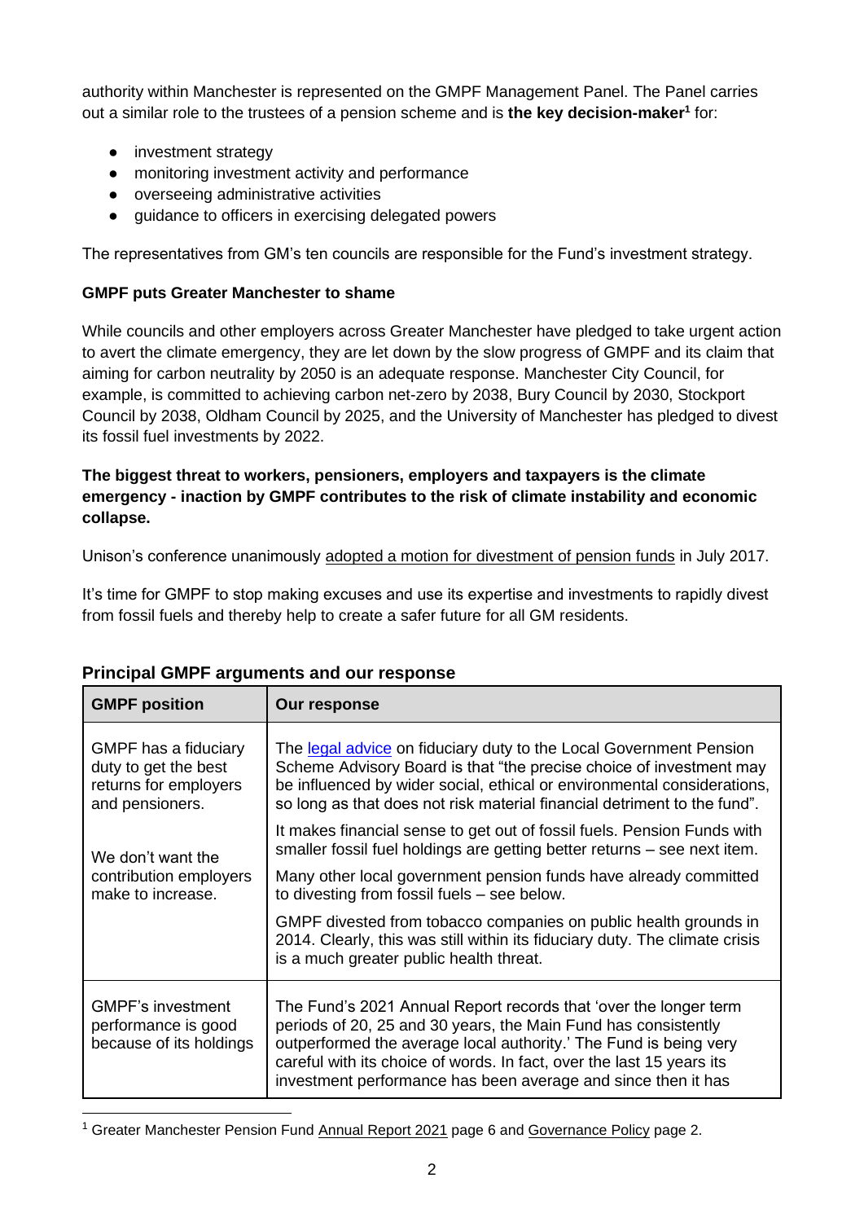authority within Manchester is represented on the GMPF Management Panel. The Panel carries out a similar role to the trustees of a pension scheme and is **the key decision-maker**[1] for:

- investment strategy
- monitoring investment activity and performance
- overseeing administrative activities
- guidance to officers in exercising delegated powers

The representatives from GM's ten councils are responsible for the Fund's investment strategy.

**GMPF puts Greater Manchester to shame**

While councils and other employers across Greater Manchester have pledged to take urgent action to avert the climate emergency, they are let down by the slow progress of GMPF and its claim that aiming for carbon neutrality by 2050 is an adequate response. Manchester City Council, for example, is committed to achieving carbon net-zero by 2038, Bury Council by 2030, Stockport Council by 2038, Oldham Council by 2025, and the University of Manchester has pledged to divest its fossil fuel investments by 2022.

**The biggest threat to workers, pensioners, employers and taxpayers is the climate emergency - inaction by GMPF contributes to the risk of climate instability and economic collapse.**

Unison's conference unanimously adopted a motion for divestment of pension funds in July 2017.

It's time for GMPF to stop making excuses and use its expertise and investments to rapidly divest from fossil fuels and thereby help to create a safer future for all GM residents.

## Principal GMPF arguments and our response

| GMPF position | Our response |
| --- | --- |
| GMPF has a fiduciary duty to get the best returns for employers and pensioners.<br><br>We don't want the contribution employers make to increase. | The legal advice on fiduciary duty to the Local Government Pension Scheme Advisory Board is that "the precise choice of investment may be influenced by wider social, ethical or environmental considerations, so long as that does not risk material financial detriment to the fund".<br><br>It makes financial sense to get out of fossil fuels. Pension Funds with smaller fossil fuel holdings are getting better returns – see next item.<br><br>Many other local government pension funds have already committed to divesting from fossil fuels – see below.<br><br>GMPF divested from tobacco companies on public health grounds in 2014. Clearly, this was still within its fiduciary duty. The climate crisis is a much greater public health threat. |
| GMPF's investment performance is good because of its holdings | The Fund's 2021 Annual Report records that 'over the longer term periods of 20, 25 and 30 years, the Main Fund has consistently outperformed the average local authority.' The Fund is being very careful with its choice of words. In fact, over the last 15 years its investment performance has been average and since then it has |

[1] Greater Manchester Pension Fund Annual Report 2021 page 6 and Governance Policy page 2.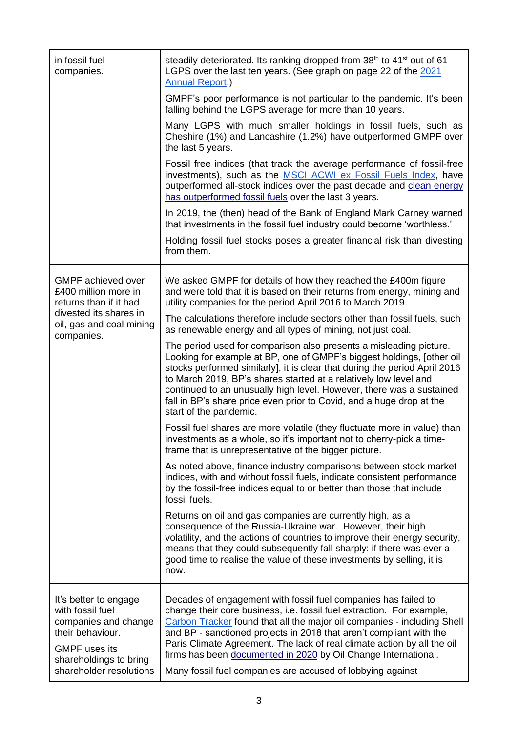| | |
|---|---|
| in fossil fuel companies. | steadily deteriorated. Its ranking dropped from 38th to 41st out of 61 LGPS over the last ten years. (See graph on page 22 of the [2021 Annual Report](#).)<br><br>GMPF's poor performance is not particular to the pandemic. It's been falling behind the LGPS average for more than 10 years.<br><br>Many LGPS with much smaller holdings in fossil fuels, such as Cheshire (1%) and Lancashire (1.2%) have outperformed GMPF over the last 5 years.<br><br>Fossil free indices (that track the average performance of fossil-free investments), such as the [MSCI ACWI ex Fossil Fuels Index](#), have outperformed all-stock indices over the past decade and [clean energy has outperformed fossil fuels](#) over the last 3 years.<br><br>In 2019, the (then) head of the Bank of England Mark Carney warned that investments in the fossil fuel industry could become 'worthless.'<br><br>Holding fossil fuel stocks poses a greater financial risk than divesting from them. |
| GMPF achieved over £400 million more in returns than if it had divested its shares in oil, gas and coal mining companies. | We asked GMPF for details of how they reached the £400m figure and were told that it is based on their returns from energy, mining and utility companies for the period April 2016 to March 2019.<br><br>The calculations therefore include sectors other than fossil fuels, such as renewable energy and all types of mining, not just coal.<br><br>The period used for comparison also presents a misleading picture. Looking for example at BP, one of GMPF's biggest holdings, [other oil stocks performed similarly], it is clear that during the period April 2016 to March 2019, BP's shares started at a relatively low level and continued to an unusually high level. However, there was a sustained fall in BP's share price even prior to Covid, and a huge drop at the start of the pandemic.<br><br>Fossil fuel shares are more volatile (they fluctuate more in value) than investments as a whole, so it's important not to cherry-pick a time-frame that is unrepresentative of the bigger picture.<br><br>As noted above, finance industry comparisons between stock market indices, with and without fossil fuels, indicate consistent performance by the fossil-free indices equal to or better than those that include fossil fuels.<br><br>Returns on oil and gas companies are currently high, as a consequence of the Russia-Ukraine war. However, their high volatility, and the actions of countries to improve their energy security, means that they could subsequently fall sharply: if there was ever a good time to realise the value of these investments by selling, it is now. |
| It's better to engage with fossil fuel companies and change their behaviour.<br><br>GMPF uses its shareholdings to bring shareholder resolutions | Decades of engagement with fossil fuel companies has failed to change their core business, i.e. fossil fuel extraction. For example, [Carbon Tracker](#) found that all the major oil companies - including Shell and BP - sanctioned projects in 2018 that aren't compliant with the Paris Climate Agreement. The lack of real climate action by all the oil firms has been [documented in 2020](#) by Oil Change International.<br><br>Many fossil fuel companies are accused of lobbying against |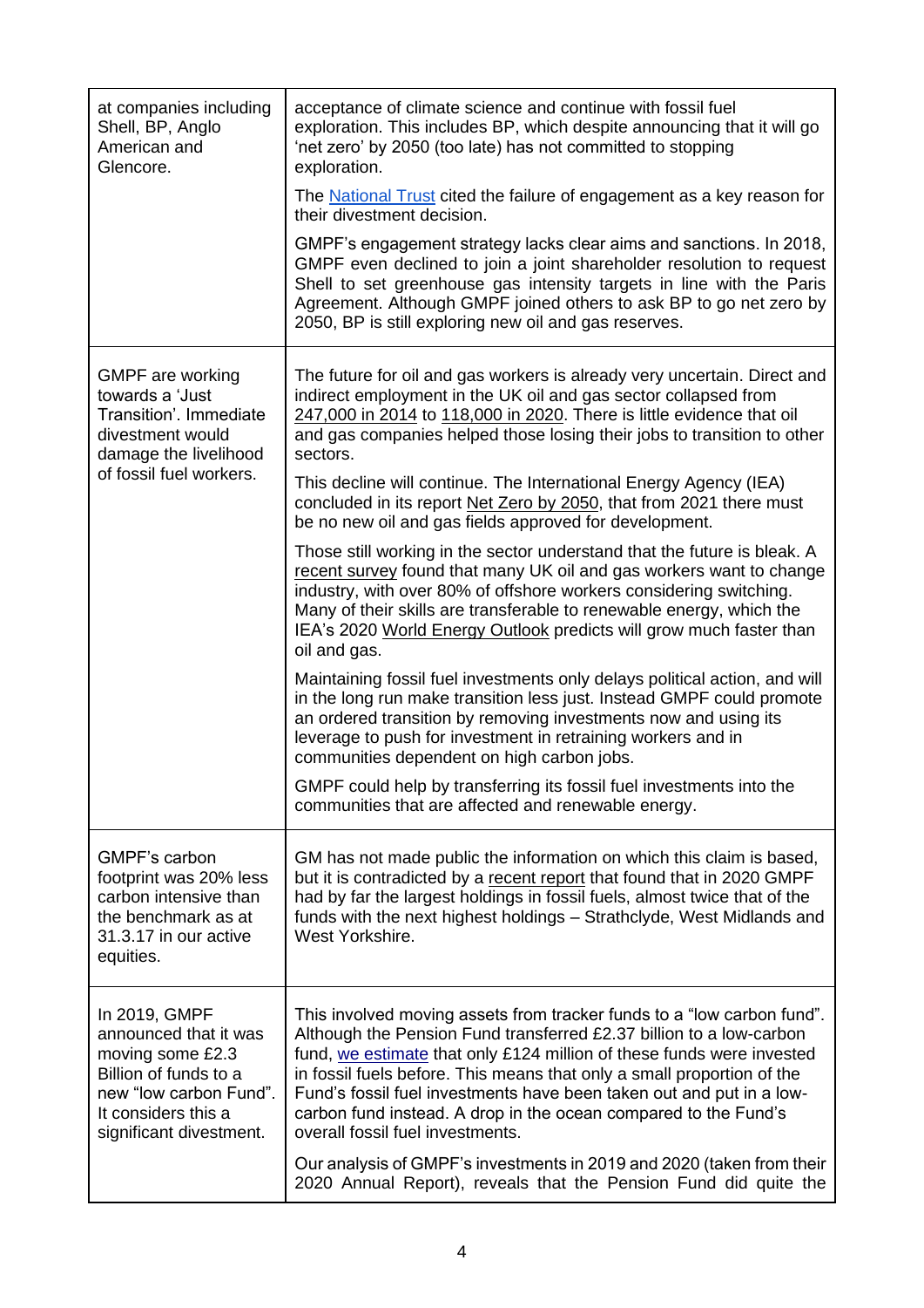| | |
|---|---|
| at companies including Shell, BP, Anglo American and Glencore. | acceptance of climate science and continue with fossil fuel exploration. This includes BP, which despite announcing that it will go 'net zero' by 2050 (too late) has not committed to stopping exploration.<br><br>The National Trust cited the failure of engagement as a key reason for their divestment decision.<br><br>GMPF's engagement strategy lacks clear aims and sanctions. In 2018, GMPF even declined to join a joint shareholder resolution to request Shell to set greenhouse gas intensity targets in line with the Paris Agreement. Although GMPF joined others to ask BP to go net zero by 2050, BP is still exploring new oil and gas reserves. |
| GMPF are working towards a 'Just Transition'. Immediate divestment would damage the livelihood of fossil fuel workers. | The future for oil and gas workers is already very uncertain. Direct and indirect employment in the UK oil and gas sector collapsed from 247,000 in 2014 to 118,000 in 2020. There is little evidence that oil and gas companies helped those losing their jobs to transition to other sectors.<br><br>This decline will continue. The International Energy Agency (IEA) concluded in its report Net Zero by 2050, that from 2021 there must be no new oil and gas fields approved for development.<br><br>Those still working in the sector understand that the future is bleak. A recent survey found that many UK oil and gas workers want to change industry, with over 80% of offshore workers considering switching. Many of their skills are transferable to renewable energy, which the IEA's 2020 World Energy Outlook predicts will grow much faster than oil and gas.<br><br>Maintaining fossil fuel investments only delays political action, and will in the long run make transition less just. Instead GMPF could promote an ordered transition by removing investments now and using its leverage to push for investment in retraining workers and in communities dependent on high carbon jobs.<br><br>GMPF could help by transferring its fossil fuel investments into the communities that are affected and renewable energy. |
| GMPF's carbon footprint was 20% less carbon intensive than the benchmark as at 31.3.17 in our active equities. | GM has not made public the information on which this claim is based, but it is contradicted by a recent report that found that in 2020 GMPF had by far the largest holdings in fossil fuels, almost twice that of the funds with the next highest holdings – Strathclyde, West Midlands and West Yorkshire. |
| In 2019, GMPF announced that it was moving some £2.3 Billion of funds to a new "low carbon Fund". It considers this a significant divestment. | This involved moving assets from tracker funds to a "low carbon fund". Although the Pension Fund transferred £2.37 billion to a low-carbon fund, we estimate that only £124 million of these funds were invested in fossil fuels before. This means that only a small proportion of the Fund's fossil fuel investments have been taken out and put in a low-carbon fund instead. A drop in the ocean compared to the Fund's overall fossil fuel investments.<br><br>Our analysis of GMPF's investments in 2019 and 2020 (taken from their 2020 Annual Report), reveals that the Pension Fund did quite the |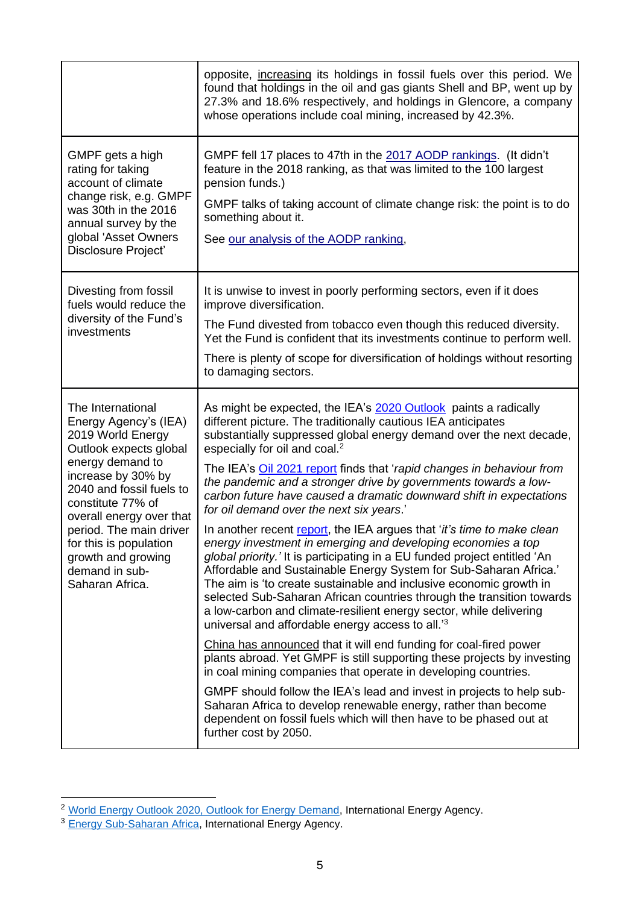| | |
|---|---|
| | opposite, increasing its holdings in fossil fuels over this period. We found that holdings in the oil and gas giants Shell and BP, went up by 27.3% and 18.6% respectively, and holdings in Glencore, a company whose operations include coal mining, increased by 42.3%. |
| GMPF gets a high rating for taking account of climate change risk, e.g. GMPF was 30th in the 2016 annual survey by the global 'Asset Owners Disclosure Project' | GMPF fell 17 places to 47th in the 2017 AODP rankings. (It didn't feature in the 2018 ranking, as that was limited to the 100 largest pension funds.)<br><br>GMPF talks of taking account of climate change risk: the point is to do something about it.<br><br>See our analysis of the AODP ranking, |
| Divesting from fossil fuels would reduce the diversity of the Fund's investments | It is unwise to invest in poorly performing sectors, even if it does improve diversification.<br><br>The Fund divested from tobacco even though this reduced diversity. Yet the Fund is confident that its investments continue to perform well.<br><br>There is plenty of scope for diversification of holdings without resorting to damaging sectors. |
| The International Energy Agency's (IEA) 2019 World Energy Outlook expects global energy demand to increase by 30% by 2040 and fossil fuels to constitute 77% of overall energy over that period. The main driver for this is population growth and growing demand in sub-Saharan Africa. | As might be expected, the IEA's 2020 Outlook paints a radically different picture. The traditionally cautious IEA anticipates substantially suppressed global energy demand over the next decade, especially for oil and coal.[2]<br><br>The IEA's Oil 2021 report finds that '*rapid changes in behaviour from the pandemic and a stronger drive by governments towards a low-carbon future have caused a dramatic downward shift in expectations for oil demand over the next six years*.'<br><br>In another recent report, the IEA argues that '*it's time to make clean energy investment in emerging and developing economies a top global priority.*' It is participating in a EU funded project entitled 'An Affordable and Sustainable Energy System for Sub-Saharan Africa.' The aim is 'to create sustainable and inclusive economic growth in selected Sub-Saharan African countries through the transition towards a low-carbon and climate-resilient energy sector, while delivering universal and affordable energy access to all.'[3]<br><br>China has announced that it will end funding for coal-fired power plants abroad. Yet GMPF is still supporting these projects by investing in coal mining companies that operate in developing countries.<br><br>GMPF should follow the IEA's lead and invest in projects to help sub-Saharan Africa to develop renewable energy, rather than become dependent on fossil fuels which will then have to be phased out at further cost by 2050. |

[2] World Energy Outlook 2020, Outlook for Energy Demand, International Energy Agency.

[3] Energy Sub-Saharan Africa, International Energy Agency.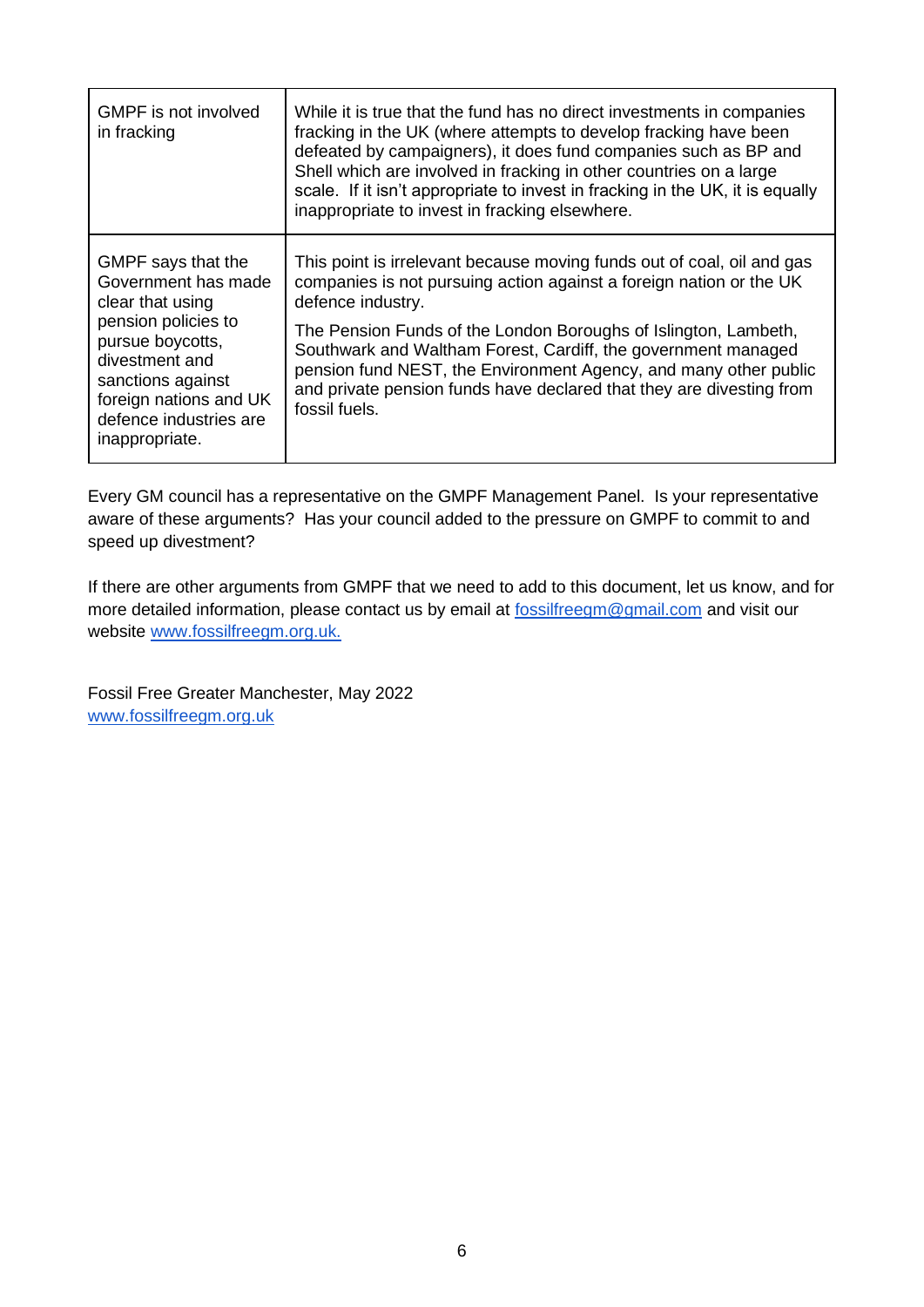| | |
|---|---|
| GMPF is not involved in fracking | While it is true that the fund has no direct investments in companies fracking in the UK (where attempts to develop fracking have been defeated by campaigners), it does fund companies such as BP and Shell which are involved in fracking in other countries on a large scale. If it isn't appropriate to invest in fracking in the UK, it is equally inappropriate to invest in fracking elsewhere. |
| GMPF says that the Government has made clear that using pension policies to pursue boycotts, divestment and sanctions against foreign nations and UK defence industries are inappropriate. | This point is irrelevant because moving funds out of coal, oil and gas companies is not pursuing action against a foreign nation or the UK defence industry.<br><br>The Pension Funds of the London Boroughs of Islington, Lambeth, Southwark and Waltham Forest, Cardiff, the government managed pension fund NEST, the Environment Agency, and many other public and private pension funds have declared that they are divesting from fossil fuels. |

Every GM council has a representative on the GMPF Management Panel. Is your representative aware of these arguments? Has your council added to the pressure on GMPF to commit to and speed up divestment?

If there are other arguments from GMPF that we need to add to this document, let us know, and for more detailed information, please contact us by email at fossilfreegm@gmail.com and visit our website www.fossilfreegm.org.uk.

Fossil Free Greater Manchester, May 2022
www.fossilfreegm.org.uk